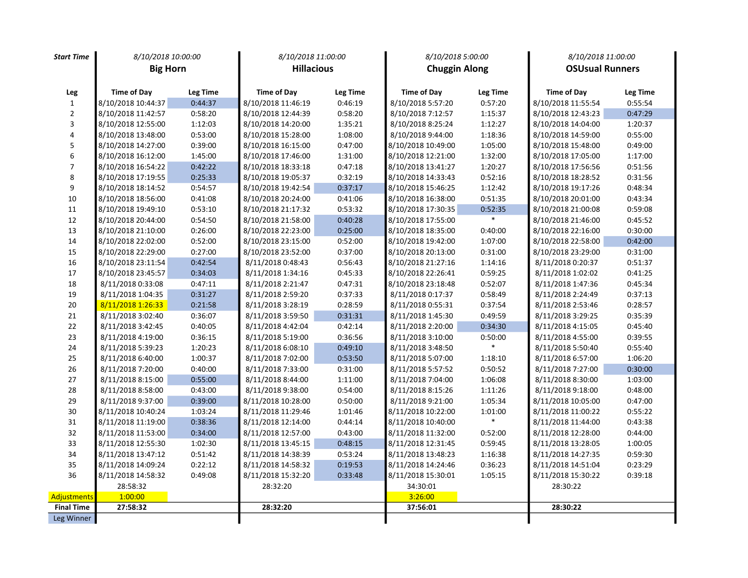| Start Time | 8/10/2018 10:00:00 | | 8/10/2018 11:00:00 | | 8/10/2018 5:00:00 | | 8/10/2018 11:00:00 | |
|---|---|---|---|---|---|---|---|---|
| | **Big Horn** | | **Hillacious** | | **Chuggin Along** | | **OSUsual Runners** | |
| **Leg** | **Time of Day** | **Leg Time** | **Time of Day** | **Leg Time** | **Time of Day** | **Leg Time** | **Time of Day** | **Leg Time** |
| 1 | 8/10/2018 10:44:37 | 0:44:37 | 8/10/2018 11:46:19 | 0:46:19 | 8/10/2018 5:57:20 | 0:57:20 | 8/10/2018 11:55:54 | 0:55:54 |
| 2 | 8/10/2018 11:42:57 | 0:58:20 | 8/10/2018 12:44:39 | 0:58:20 | 8/10/2018 7:12:57 | 1:15:37 | 8/10/2018 12:43:23 | 0:47:29 |
| 3 | 8/10/2018 12:55:00 | 1:12:03 | 8/10/2018 14:20:00 | 1:35:21 | 8/10/2018 8:25:24 | 1:12:27 | 8/10/2018 14:04:00 | 1:20:37 |
| 4 | 8/10/2018 13:48:00 | 0:53:00 | 8/10/2018 15:28:00 | 1:08:00 | 8/10/2018 9:44:00 | 1:18:36 | 8/10/2018 14:59:00 | 0:55:00 |
| 5 | 8/10/2018 14:27:00 | 0:39:00 | 8/10/2018 16:15:00 | 0:47:00 | 8/10/2018 10:49:00 | 1:05:00 | 8/10/2018 15:48:00 | 0:49:00 |
| 6 | 8/10/2018 16:12:00 | 1:45:00 | 8/10/2018 17:46:00 | 1:31:00 | 8/10/2018 12:21:00 | 1:32:00 | 8/10/2018 17:05:00 | 1:17:00 |
| 7 | 8/10/2018 16:54:22 | 0:42:22 | 8/10/2018 18:33:18 | 0:47:18 | 8/10/2018 13:41:27 | 1:20:27 | 8/10/2018 17:56:56 | 0:51:56 |
| 8 | 8/10/2018 17:19:55 | 0:25:33 | 8/10/2018 19:05:37 | 0:32:19 | 8/10/2018 14:33:43 | 0:52:16 | 8/10/2018 18:28:52 | 0:31:56 |
| 9 | 8/10/2018 18:14:52 | 0:54:57 | 8/10/2018 19:42:54 | 0:37:17 | 8/10/2018 15:46:25 | 1:12:42 | 8/10/2018 19:17:26 | 0:48:34 |
| 10 | 8/10/2018 18:56:00 | 0:41:08 | 8/10/2018 20:24:00 | 0:41:06 | 8/10/2018 16:38:00 | 0:51:35 | 8/10/2018 20:01:00 | 0:43:34 |
| 11 | 8/10/2018 19:49:10 | 0:53:10 | 8/10/2018 21:17:32 | 0:53:32 | 8/10/2018 17:30:35 | 0:52:35 | 8/10/2018 21:00:08 | 0:59:08 |
| 12 | 8/10/2018 20:44:00 | 0:54:50 | 8/10/2018 21:58:00 | 0:40:28 | 8/10/2018 17:55:00 | * | 8/10/2018 21:46:00 | 0:45:52 |
| 13 | 8/10/2018 21:10:00 | 0:26:00 | 8/10/2018 22:23:00 | 0:25:00 | 8/10/2018 18:35:00 | 0:40:00 | 8/10/2018 22:16:00 | 0:30:00 |
| 14 | 8/10/2018 22:02:00 | 0:52:00 | 8/10/2018 23:15:00 | 0:52:00 | 8/10/2018 19:42:00 | 1:07:00 | 8/10/2018 22:58:00 | 0:42:00 |
| 15 | 8/10/2018 22:29:00 | 0:27:00 | 8/10/2018 23:52:00 | 0:37:00 | 8/10/2018 20:13:00 | 0:31:00 | 8/10/2018 23:29:00 | 0:31:00 |
| 16 | 8/10/2018 23:11:54 | 0:42:54 | 8/11/2018 0:48:43 | 0:56:43 | 8/10/2018 21:27:16 | 1:14:16 | 8/11/2018 0:20:37 | 0:51:37 |
| 17 | 8/10/2018 23:45:57 | 0:34:03 | 8/11/2018 1:34:16 | 0:45:33 | 8/10/2018 22:26:41 | 0:59:25 | 8/11/2018 1:02:02 | 0:41:25 |
| 18 | 8/11/2018 0:33:08 | 0:47:11 | 8/11/2018 2:21:47 | 0:47:31 | 8/10/2018 23:18:48 | 0:52:07 | 8/11/2018 1:47:36 | 0:45:34 |
| 19 | 8/11/2018 1:04:35 | 0:31:27 | 8/11/2018 2:59:20 | 0:37:33 | 8/11/2018 0:17:37 | 0:58:49 | 8/11/2018 2:24:49 | 0:37:13 |
| 20 | 8/11/2018 1:26:33 | 0:21:58 | 8/11/2018 3:28:19 | 0:28:59 | 8/11/2018 0:55:31 | 0:37:54 | 8/11/2018 2:53:46 | 0:28:57 |
| 21 | 8/11/2018 3:02:40 | 0:36:07 | 8/11/2018 3:59:50 | 0:31:31 | 8/11/2018 1:45:30 | 0:49:59 | 8/11/2018 3:29:25 | 0:35:39 |
| 22 | 8/11/2018 3:42:45 | 0:40:05 | 8/11/2018 4:42:04 | 0:42:14 | 8/11/2018 2:20:00 | 0:34:30 | 8/11/2018 4:15:05 | 0:45:40 |
| 23 | 8/11/2018 4:19:00 | 0:36:15 | 8/11/2018 5:19:00 | 0:36:56 | 8/11/2018 3:10:00 | 0:50:00 | 8/11/2018 4:55:00 | 0:39:55 |
| 24 | 8/11/2018 5:39:23 | 1:20:23 | 8/11/2018 6:08:10 | 0:49:10 | 8/11/2018 3:48:50 | * | 8/11/2018 5:50:40 | 0:55:40 |
| 25 | 8/11/2018 6:40:00 | 1:00:37 | 8/11/2018 7:02:00 | 0:53:50 | 8/11/2018 5:07:00 | 1:18:10 | 8/11/2018 6:57:00 | 1:06:20 |
| 26 | 8/11/2018 7:20:00 | 0:40:00 | 8/11/2018 7:33:00 | 0:31:00 | 8/11/2018 5:57:52 | 0:50:52 | 8/11/2018 7:27:00 | 0:30:00 |
| 27 | 8/11/2018 8:15:00 | 0:55:00 | 8/11/2018 8:44:00 | 1:11:00 | 8/11/2018 7:04:00 | 1:06:08 | 8/11/2018 8:30:00 | 1:03:00 |
| 28 | 8/11/2018 8:58:00 | 0:43:00 | 8/11/2018 9:38:00 | 0:54:00 | 8/11/2018 8:15:26 | 1:11:26 | 8/11/2018 9:18:00 | 0:48:00 |
| 29 | 8/11/2018 9:37:00 | 0:39:00 | 8/11/2018 10:28:00 | 0:50:00 | 8/11/2018 9:21:00 | 1:05:34 | 8/11/2018 10:05:00 | 0:47:00 |
| 30 | 8/11/2018 10:40:24 | 1:03:24 | 8/11/2018 11:29:46 | 1:01:46 | 8/11/2018 10:22:00 | 1:01:00 | 8/11/2018 11:00:22 | 0:55:22 |
| 31 | 8/11/2018 11:19:00 | 0:38:36 | 8/11/2018 12:14:00 | 0:44:14 | 8/11/2018 10:40:00 | * | 8/11/2018 11:44:00 | 0:43:38 |
| 32 | 8/11/2018 11:53:00 | 0:34:00 | 8/11/2018 12:57:00 | 0:43:00 | 8/11/2018 11:32:00 | 0:52:00 | 8/11/2018 12:28:00 | 0:44:00 |
| 33 | 8/11/2018 12:55:30 | 1:02:30 | 8/11/2018 13:45:15 | 0:48:15 | 8/11/2018 12:31:45 | 0:59:45 | 8/11/2018 13:28:05 | 1:00:05 |
| 34 | 8/11/2018 13:47:12 | 0:51:42 | 8/11/2018 14:38:39 | 0:53:24 | 8/11/2018 13:48:23 | 1:16:38 | 8/11/2018 14:27:35 | 0:59:30 |
| 35 | 8/11/2018 14:09:24 | 0:22:12 | 8/11/2018 14:58:32 | 0:19:53 | 8/11/2018 14:24:46 | 0:36:23 | 8/11/2018 14:51:04 | 0:23:29 |
| 36 | 8/11/2018 14:58:32 | 0:49:08 | 8/11/2018 15:32:20 | 0:33:48 | 8/11/2018 15:30:01 | 1:05:15 | 8/11/2018 15:30:22 | 0:39:18 |
| | 28:58:32 | | 28:32:20 | | 34:30:01 | | 28:30:22 | |
| Adjustments | 1:00:00 | | | | 3:26:00 | | | |
| **Final Time** | **27:58:32** | | **28:32:20** | | **37:56:01** | | **28:30:22** | |
| Leg Winner | | | | | | | | |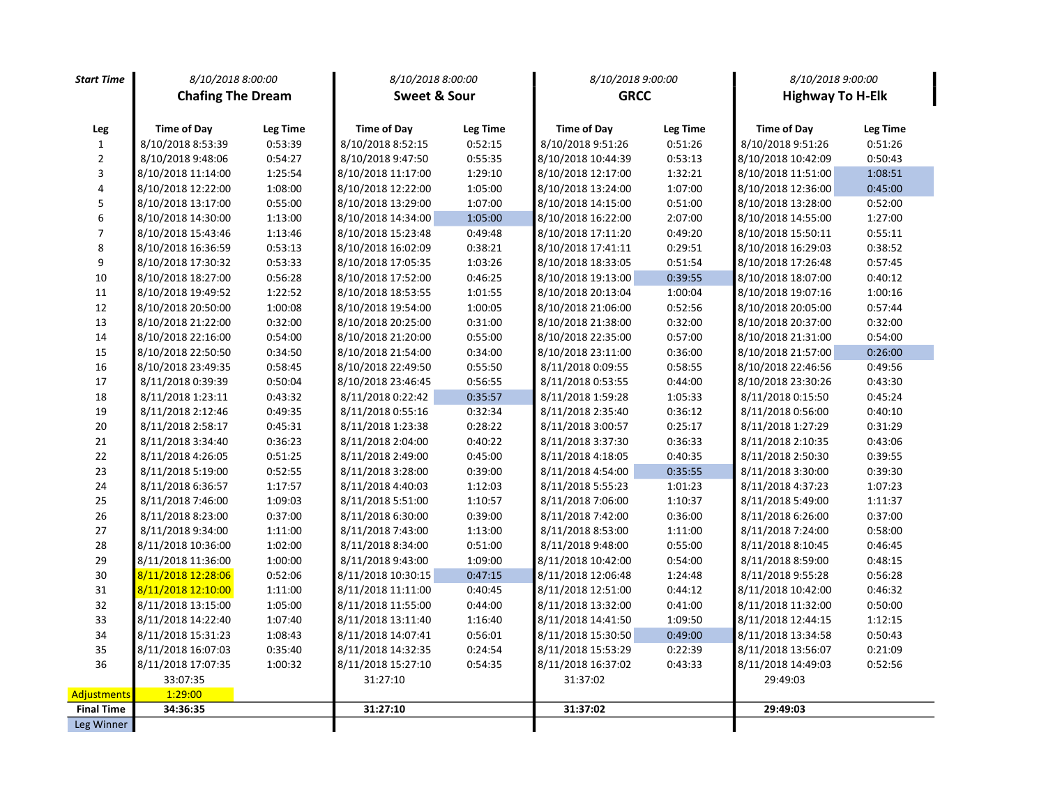| Start Time | 8/10/2018 8:00:00 | | 8/10/2018 8:00:00 | | 8/10/2018 9:00:00 | | 8/10/2018 9:00:00 | |
|---|---|---|---|---|---|---|---|---|
| | **Chafing The Dream** | | **Sweet & Sour** | | **GRCC** | | **Highway To H-Elk** | |
| **Leg** | **Time of Day** | **Leg Time** | **Time of Day** | **Leg Time** | **Time of Day** | **Leg Time** | **Time of Day** | **Leg Time** |
| 1 | 8/10/2018 8:53:39 | 0:53:39 | 8/10/2018 8:52:15 | 0:52:15 | 8/10/2018 9:51:26 | 0:51:26 | 8/10/2018 9:51:26 | 0:51:26 |
| 2 | 8/10/2018 9:48:06 | 0:54:27 | 8/10/2018 9:47:50 | 0:55:35 | 8/10/2018 10:44:39 | 0:53:13 | 8/10/2018 10:42:09 | 0:50:43 |
| 3 | 8/10/2018 11:14:00 | 1:25:54 | 8/10/2018 11:17:00 | 1:29:10 | 8/10/2018 12:17:00 | 1:32:21 | 8/10/2018 11:51:00 | 1:08:51 |
| 4 | 8/10/2018 12:22:00 | 1:08:00 | 8/10/2018 12:22:00 | 1:05:00 | 8/10/2018 13:24:00 | 1:07:00 | 8/10/2018 12:36:00 | 0:45:00 |
| 5 | 8/10/2018 13:17:00 | 0:55:00 | 8/10/2018 13:29:00 | 1:07:00 | 8/10/2018 14:15:00 | 0:51:00 | 8/10/2018 13:28:00 | 0:52:00 |
| 6 | 8/10/2018 14:30:00 | 1:13:00 | 8/10/2018 14:34:00 | 1:05:00 | 8/10/2018 16:22:00 | 2:07:00 | 8/10/2018 14:55:00 | 1:27:00 |
| 7 | 8/10/2018 15:43:46 | 1:13:46 | 8/10/2018 15:23:48 | 0:49:48 | 8/10/2018 17:11:20 | 0:49:20 | 8/10/2018 15:50:11 | 0:55:11 |
| 8 | 8/10/2018 16:36:59 | 0:53:13 | 8/10/2018 16:02:09 | 0:38:21 | 8/10/2018 17:41:11 | 0:29:51 | 8/10/2018 16:29:03 | 0:38:52 |
| 9 | 8/10/2018 17:30:32 | 0:53:33 | 8/10/2018 17:05:35 | 1:03:26 | 8/10/2018 18:33:05 | 0:51:54 | 8/10/2018 17:26:48 | 0:57:45 |
| 10 | 8/10/2018 18:27:00 | 0:56:28 | 8/10/2018 17:52:00 | 0:46:25 | 8/10/2018 19:13:00 | 0:39:55 | 8/10/2018 18:07:00 | 0:40:12 |
| 11 | 8/10/2018 19:49:52 | 1:22:52 | 8/10/2018 18:53:55 | 1:01:55 | 8/10/2018 20:13:04 | 1:00:04 | 8/10/2018 19:07:16 | 1:00:16 |
| 12 | 8/10/2018 20:50:00 | 1:00:08 | 8/10/2018 19:54:00 | 1:00:05 | 8/10/2018 21:06:00 | 0:52:56 | 8/10/2018 20:05:00 | 0:57:44 |
| 13 | 8/10/2018 21:22:00 | 0:32:00 | 8/10/2018 20:25:00 | 0:31:00 | 8/10/2018 21:38:00 | 0:32:00 | 8/10/2018 20:37:00 | 0:32:00 |
| 14 | 8/10/2018 22:16:00 | 0:54:00 | 8/10/2018 21:20:00 | 0:55:00 | 8/10/2018 22:35:00 | 0:57:00 | 8/10/2018 21:31:00 | 0:54:00 |
| 15 | 8/10/2018 22:50:50 | 0:34:50 | 8/10/2018 21:54:00 | 0:34:00 | 8/10/2018 23:11:00 | 0:36:00 | 8/10/2018 21:57:00 | 0:26:00 |
| 16 | 8/10/2018 23:49:35 | 0:58:45 | 8/10/2018 22:49:50 | 0:55:50 | 8/11/2018 0:09:55 | 0:58:55 | 8/10/2018 22:46:56 | 0:49:56 |
| 17 | 8/11/2018 0:39:39 | 0:50:04 | 8/10/2018 23:46:45 | 0:56:55 | 8/11/2018 0:53:55 | 0:44:00 | 8/10/2018 23:30:26 | 0:43:30 |
| 18 | 8/11/2018 1:23:11 | 0:43:32 | 8/11/2018 0:22:42 | 0:35:57 | 8/11/2018 1:59:28 | 1:05:33 | 8/11/2018 0:15:50 | 0:45:24 |
| 19 | 8/11/2018 2:12:46 | 0:49:35 | 8/11/2018 0:55:16 | 0:32:34 | 8/11/2018 2:35:40 | 0:36:12 | 8/11/2018 0:56:00 | 0:40:10 |
| 20 | 8/11/2018 2:58:17 | 0:45:31 | 8/11/2018 1:23:38 | 0:28:22 | 8/11/2018 3:00:57 | 0:25:17 | 8/11/2018 1:27:29 | 0:31:29 |
| 21 | 8/11/2018 3:34:40 | 0:36:23 | 8/11/2018 2:04:00 | 0:40:22 | 8/11/2018 3:37:30 | 0:36:33 | 8/11/2018 2:10:35 | 0:43:06 |
| 22 | 8/11/2018 4:26:05 | 0:51:25 | 8/11/2018 2:49:00 | 0:45:00 | 8/11/2018 4:18:05 | 0:40:35 | 8/11/2018 2:50:30 | 0:39:55 |
| 23 | 8/11/2018 5:19:00 | 0:52:55 | 8/11/2018 3:28:00 | 0:39:00 | 8/11/2018 4:54:00 | 0:35:55 | 8/11/2018 3:30:00 | 0:39:30 |
| 24 | 8/11/2018 6:36:57 | 1:17:57 | 8/11/2018 4:40:03 | 1:12:03 | 8/11/2018 5:55:23 | 1:01:23 | 8/11/2018 4:37:23 | 1:07:23 |
| 25 | 8/11/2018 7:46:00 | 1:09:03 | 8/11/2018 5:51:00 | 1:10:57 | 8/11/2018 7:06:00 | 1:10:37 | 8/11/2018 5:49:00 | 1:11:37 |
| 26 | 8/11/2018 8:23:00 | 0:37:00 | 8/11/2018 6:30:00 | 0:39:00 | 8/11/2018 7:42:00 | 0:36:00 | 8/11/2018 6:26:00 | 0:37:00 |
| 27 | 8/11/2018 9:34:00 | 1:11:00 | 8/11/2018 7:43:00 | 1:13:00 | 8/11/2018 8:53:00 | 1:11:00 | 8/11/2018 7:24:00 | 0:58:00 |
| 28 | 8/11/2018 10:36:00 | 1:02:00 | 8/11/2018 8:34:00 | 0:51:00 | 8/11/2018 9:48:00 | 0:55:00 | 8/11/2018 8:10:45 | 0:46:45 |
| 29 | 8/11/2018 11:36:00 | 1:00:00 | 8/11/2018 9:43:00 | 1:09:00 | 8/11/2018 10:42:00 | 0:54:00 | 8/11/2018 8:59:00 | 0:48:15 |
| 30 | 8/11/2018 12:28:06 | 0:52:06 | 8/11/2018 10:30:15 | 0:47:15 | 8/11/2018 12:06:48 | 1:24:48 | 8/11/2018 9:55:28 | 0:56:28 |
| 31 | 8/11/2018 12:10:00 | 1:11:00 | 8/11/2018 11:11:00 | 0:40:45 | 8/11/2018 12:51:00 | 0:44:12 | 8/11/2018 10:42:00 | 0:46:32 |
| 32 | 8/11/2018 13:15:00 | 1:05:00 | 8/11/2018 11:55:00 | 0:44:00 | 8/11/2018 13:32:00 | 0:41:00 | 8/11/2018 11:32:00 | 0:50:00 |
| 33 | 8/11/2018 14:22:40 | 1:07:40 | 8/11/2018 13:11:40 | 1:16:40 | 8/11/2018 14:41:50 | 1:09:50 | 8/11/2018 12:44:15 | 1:12:15 |
| 34 | 8/11/2018 15:31:23 | 1:08:43 | 8/11/2018 14:07:41 | 0:56:01 | 8/11/2018 15:30:50 | 0:49:00 | 8/11/2018 13:34:58 | 0:50:43 |
| 35 | 8/11/2018 16:07:03 | 0:35:40 | 8/11/2018 14:32:35 | 0:24:54 | 8/11/2018 15:53:29 | 0:22:39 | 8/11/2018 13:56:07 | 0:21:09 |
| 36 | 8/11/2018 17:07:35 | 1:00:32 | 8/11/2018 15:27:10 | 0:54:35 | 8/11/2018 16:37:02 | 0:43:33 | 8/11/2018 14:49:03 | 0:52:56 |
| | 33:07:35 | | 31:27:10 | | 31:37:02 | | 29:49:03 | |
| Adjustments | 1:29:00 | | | | | | | |
| **Final Time** | **34:36:35** | | **31:27:10** | | **31:37:02** | | **29:49:03** | |
| Leg Winner | | | | | | | | |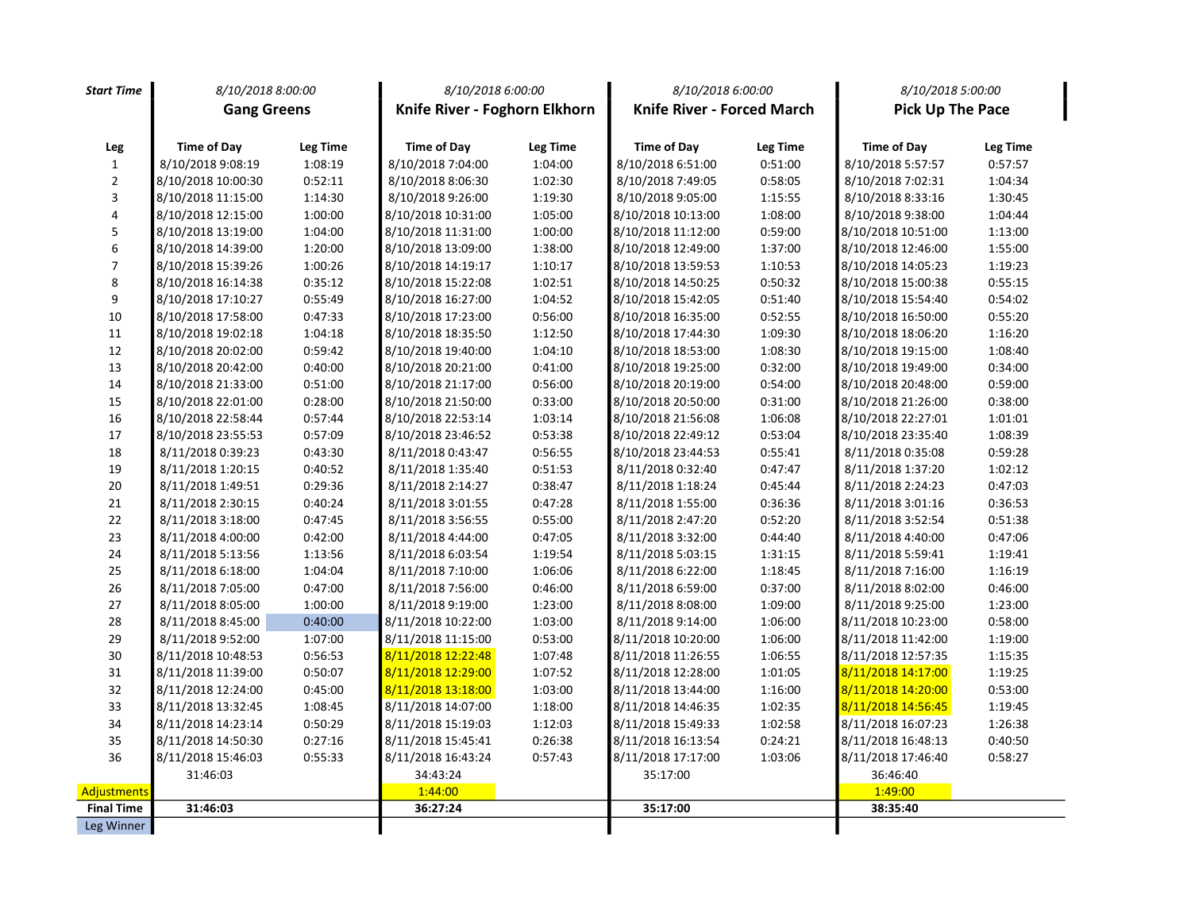| Start Time | 8/10/2018 8:00:00 | | 8/10/2018 6:00:00 | | 8/10/2018 6:00:00 | | 8/10/2018 5:00:00 | |
|---|---|---|---|---|---|---|---|---|
| | **Gang Greens** | | **Knife River - Foghorn Elkhorn** | | **Knife River - Forced March** | | **Pick Up The Pace** | |
| **Leg** | **Time of Day** | **Leg Time** | **Time of Day** | **Leg Time** | **Time of Day** | **Leg Time** | **Time of Day** | **Leg Time** |
| 1 | 8/10/2018 9:08:19 | 1:08:19 | 8/10/2018 7:04:00 | 1:04:00 | 8/10/2018 6:51:00 | 0:51:00 | 8/10/2018 5:57:57 | 0:57:57 |
| 2 | 8/10/2018 10:00:30 | 0:52:11 | 8/10/2018 8:06:30 | 1:02:30 | 8/10/2018 7:49:05 | 0:58:05 | 8/10/2018 7:02:31 | 1:04:34 |
| 3 | 8/10/2018 11:15:00 | 1:14:30 | 8/10/2018 9:26:00 | 1:19:30 | 8/10/2018 9:05:00 | 1:15:55 | 8/10/2018 8:33:16 | 1:30:45 |
| 4 | 8/10/2018 12:15:00 | 1:00:00 | 8/10/2018 10:31:00 | 1:05:00 | 8/10/2018 10:13:00 | 1:08:00 | 8/10/2018 9:38:00 | 1:04:44 |
| 5 | 8/10/2018 13:19:00 | 1:04:00 | 8/10/2018 11:31:00 | 1:00:00 | 8/10/2018 11:12:00 | 0:59:00 | 8/10/2018 10:51:00 | 1:13:00 |
| 6 | 8/10/2018 14:39:00 | 1:20:00 | 8/10/2018 13:09:00 | 1:38:00 | 8/10/2018 12:49:00 | 1:37:00 | 8/10/2018 12:46:00 | 1:55:00 |
| 7 | 8/10/2018 15:39:26 | 1:00:26 | 8/10/2018 14:19:17 | 1:10:17 | 8/10/2018 13:59:53 | 1:10:53 | 8/10/2018 14:05:23 | 1:19:23 |
| 8 | 8/10/2018 16:14:38 | 0:35:12 | 8/10/2018 15:22:08 | 1:02:51 | 8/10/2018 14:50:25 | 0:50:32 | 8/10/2018 15:00:38 | 0:55:15 |
| 9 | 8/10/2018 17:10:27 | 0:55:49 | 8/10/2018 16:27:00 | 1:04:52 | 8/10/2018 15:42:05 | 0:51:40 | 8/10/2018 15:54:40 | 0:54:02 |
| 10 | 8/10/2018 17:58:00 | 0:47:33 | 8/10/2018 17:23:00 | 0:56:00 | 8/10/2018 16:35:00 | 0:52:55 | 8/10/2018 16:50:00 | 0:55:20 |
| 11 | 8/10/2018 19:02:18 | 1:04:18 | 8/10/2018 18:35:50 | 1:12:50 | 8/10/2018 17:44:30 | 1:09:30 | 8/10/2018 18:06:20 | 1:16:20 |
| 12 | 8/10/2018 20:02:00 | 0:59:42 | 8/10/2018 19:40:00 | 1:04:10 | 8/10/2018 18:53:00 | 1:08:30 | 8/10/2018 19:15:00 | 1:08:40 |
| 13 | 8/10/2018 20:42:00 | 0:40:00 | 8/10/2018 20:21:00 | 0:41:00 | 8/10/2018 19:25:00 | 0:32:00 | 8/10/2018 19:49:00 | 0:34:00 |
| 14 | 8/10/2018 21:33:00 | 0:51:00 | 8/10/2018 21:17:00 | 0:56:00 | 8/10/2018 20:19:00 | 0:54:00 | 8/10/2018 20:48:00 | 0:59:00 |
| 15 | 8/10/2018 22:01:00 | 0:28:00 | 8/10/2018 21:50:00 | 0:33:00 | 8/10/2018 20:50:00 | 0:31:00 | 8/10/2018 21:26:00 | 0:38:00 |
| 16 | 8/10/2018 22:58:44 | 0:57:44 | 8/10/2018 22:53:14 | 1:03:14 | 8/10/2018 21:56:08 | 1:06:08 | 8/10/2018 22:27:01 | 1:01:01 |
| 17 | 8/10/2018 23:55:53 | 0:57:09 | 8/10/2018 23:46:52 | 0:53:38 | 8/10/2018 22:49:12 | 0:53:04 | 8/10/2018 23:35:40 | 1:08:39 |
| 18 | 8/11/2018 0:39:23 | 0:43:30 | 8/11/2018 0:43:47 | 0:56:55 | 8/10/2018 23:44:53 | 0:55:41 | 8/11/2018 0:35:08 | 0:59:28 |
| 19 | 8/11/2018 1:20:15 | 0:40:52 | 8/11/2018 1:35:40 | 0:51:53 | 8/11/2018 0:32:40 | 0:47:47 | 8/11/2018 1:37:20 | 1:02:12 |
| 20 | 8/11/2018 1:49:51 | 0:29:36 | 8/11/2018 2:14:27 | 0:38:47 | 8/11/2018 1:18:24 | 0:45:44 | 8/11/2018 2:24:23 | 0:47:03 |
| 21 | 8/11/2018 2:30:15 | 0:40:24 | 8/11/2018 3:01:55 | 0:47:28 | 8/11/2018 1:55:00 | 0:36:36 | 8/11/2018 3:01:16 | 0:36:53 |
| 22 | 8/11/2018 3:18:00 | 0:47:45 | 8/11/2018 3:56:55 | 0:55:00 | 8/11/2018 2:47:20 | 0:52:20 | 8/11/2018 3:52:54 | 0:51:38 |
| 23 | 8/11/2018 4:00:00 | 0:42:00 | 8/11/2018 4:44:00 | 0:47:05 | 8/11/2018 3:32:00 | 0:44:40 | 8/11/2018 4:40:00 | 0:47:06 |
| 24 | 8/11/2018 5:13:56 | 1:13:56 | 8/11/2018 6:03:54 | 1:19:54 | 8/11/2018 5:03:15 | 1:31:15 | 8/11/2018 5:59:41 | 1:19:41 |
| 25 | 8/11/2018 6:18:00 | 1:04:04 | 8/11/2018 7:10:00 | 1:06:06 | 8/11/2018 6:22:00 | 1:18:45 | 8/11/2018 7:16:00 | 1:16:19 |
| 26 | 8/11/2018 7:05:00 | 0:47:00 | 8/11/2018 7:56:00 | 0:46:00 | 8/11/2018 6:59:00 | 0:37:00 | 8/11/2018 8:02:00 | 0:46:00 |
| 27 | 8/11/2018 8:05:00 | 1:00:00 | 8/11/2018 9:19:00 | 1:23:00 | 8/11/2018 8:08:00 | 1:09:00 | 8/11/2018 9:25:00 | 1:23:00 |
| 28 | 8/11/2018 8:45:00 | 0:40:00 | 8/11/2018 10:22:00 | 1:03:00 | 8/11/2018 9:14:00 | 1:06:00 | 8/11/2018 10:23:00 | 0:58:00 |
| 29 | 8/11/2018 9:52:00 | 1:07:00 | 8/11/2018 11:15:00 | 0:53:00 | 8/11/2018 10:20:00 | 1:06:00 | 8/11/2018 11:42:00 | 1:19:00 |
| 30 | 8/11/2018 10:48:53 | 0:56:53 | 8/11/2018 12:22:48 | 1:07:48 | 8/11/2018 11:26:55 | 1:06:55 | 8/11/2018 12:57:35 | 1:15:35 |
| 31 | 8/11/2018 11:39:00 | 0:50:07 | 8/11/2018 12:29:00 | 1:07:52 | 8/11/2018 12:28:00 | 1:01:05 | 8/11/2018 14:17:00 | 1:19:25 |
| 32 | 8/11/2018 12:24:00 | 0:45:00 | 8/11/2018 13:18:00 | 1:03:00 | 8/11/2018 13:44:00 | 1:16:00 | 8/11/2018 14:20:00 | 0:53:00 |
| 33 | 8/11/2018 13:32:45 | 1:08:45 | 8/11/2018 14:07:00 | 1:18:00 | 8/11/2018 14:46:35 | 1:02:35 | 8/11/2018 14:56:45 | 1:19:45 |
| 34 | 8/11/2018 14:23:14 | 0:50:29 | 8/11/2018 15:19:03 | 1:12:03 | 8/11/2018 15:49:33 | 1:02:58 | 8/11/2018 16:07:23 | 1:26:38 |
| 35 | 8/11/2018 14:50:30 | 0:27:16 | 8/11/2018 15:45:41 | 0:26:38 | 8/11/2018 16:13:54 | 0:24:21 | 8/11/2018 16:48:13 | 0:40:50 |
| 36 | 8/11/2018 15:46:03 | 0:55:33 | 8/11/2018 16:43:24 | 0:57:43 | 8/11/2018 17:17:00 | 1:03:06 | 8/11/2018 17:46:40 | 0:58:27 |
| | 31:46:03 | | 34:43:24 | | 35:17:00 | | 36:46:40 | |
| Adjustments | | | 1:44:00 | | | | 1:49:00 | |
| **Final Time** | **31:46:03** | | **36:27:24** | | **35:17:00** | | **38:35:40** | |
| Leg Winner | | | | | | | | |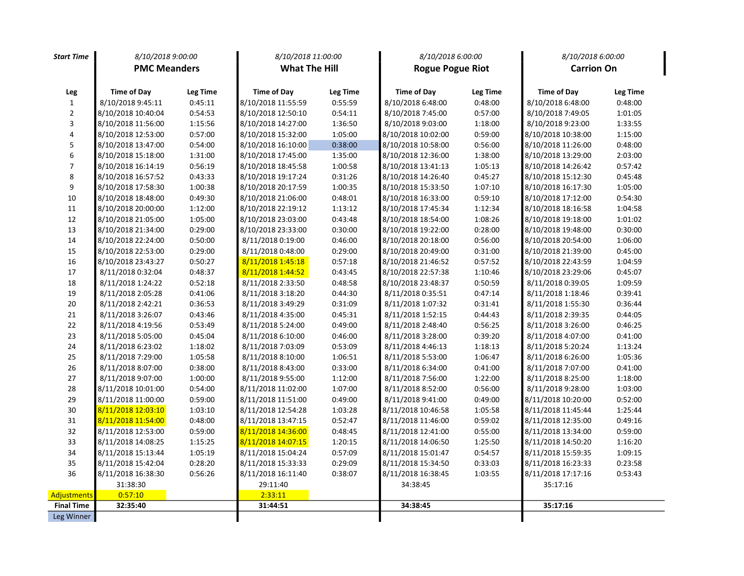| Start Time | 8/10/2018 9:00:00 | | 8/10/2018 11:00:00 | | 8/10/2018 6:00:00 | | 8/10/2018 6:00:00 | |
|---|---|---|---|---|---|---|---|---|
| | **PMC Meanders** | | **What The Hill** | | **Rogue Pogue Riot** | | **Carrion On** | |
| **Leg** | **Time of Day** | **Leg Time** | **Time of Day** | **Leg Time** | **Time of Day** | **Leg Time** | **Time of Day** | **Leg Time** |
| 1 | 8/10/2018 9:45:11 | 0:45:11 | 8/10/2018 11:55:59 | 0:55:59 | 8/10/2018 6:48:00 | 0:48:00 | 8/10/2018 6:48:00 | 0:48:00 |
| 2 | 8/10/2018 10:40:04 | 0:54:53 | 8/10/2018 12:50:10 | 0:54:11 | 8/10/2018 7:45:00 | 0:57:00 | 8/10/2018 7:49:05 | 1:01:05 |
| 3 | 8/10/2018 11:56:00 | 1:15:56 | 8/10/2018 14:27:00 | 1:36:50 | 8/10/2018 9:03:00 | 1:18:00 | 8/10/2018 9:23:00 | 1:33:55 |
| 4 | 8/10/2018 12:53:00 | 0:57:00 | 8/10/2018 15:32:00 | 1:05:00 | 8/10/2018 10:02:00 | 0:59:00 | 8/10/2018 10:38:00 | 1:15:00 |
| 5 | 8/10/2018 13:47:00 | 0:54:00 | 8/10/2018 16:10:00 | 0:38:00 | 8/10/2018 10:58:00 | 0:56:00 | 8/10/2018 11:26:00 | 0:48:00 |
| 6 | 8/10/2018 15:18:00 | 1:31:00 | 8/10/2018 17:45:00 | 1:35:00 | 8/10/2018 12:36:00 | 1:38:00 | 8/10/2018 13:29:00 | 2:03:00 |
| 7 | 8/10/2018 16:14:19 | 0:56:19 | 8/10/2018 18:45:58 | 1:00:58 | 8/10/2018 13:41:13 | 1:05:13 | 8/10/2018 14:26:42 | 0:57:42 |
| 8 | 8/10/2018 16:57:52 | 0:43:33 | 8/10/2018 19:17:24 | 0:31:26 | 8/10/2018 14:26:40 | 0:45:27 | 8/10/2018 15:12:30 | 0:45:48 |
| 9 | 8/10/2018 17:58:30 | 1:00:38 | 8/10/2018 20:17:59 | 1:00:35 | 8/10/2018 15:33:50 | 1:07:10 | 8/10/2018 16:17:30 | 1:05:00 |
| 10 | 8/10/2018 18:48:00 | 0:49:30 | 8/10/2018 21:06:00 | 0:48:01 | 8/10/2018 16:33:00 | 0:59:10 | 8/10/2018 17:12:00 | 0:54:30 |
| 11 | 8/10/2018 20:00:00 | 1:12:00 | 8/10/2018 22:19:12 | 1:13:12 | 8/10/2018 17:45:34 | 1:12:34 | 8/10/2018 18:16:58 | 1:04:58 |
| 12 | 8/10/2018 21:05:00 | 1:05:00 | 8/10/2018 23:03:00 | 0:43:48 | 8/10/2018 18:54:00 | 1:08:26 | 8/10/2018 19:18:00 | 1:01:02 |
| 13 | 8/10/2018 21:34:00 | 0:29:00 | 8/10/2018 23:33:00 | 0:30:00 | 8/10/2018 19:22:00 | 0:28:00 | 8/10/2018 19:48:00 | 0:30:00 |
| 14 | 8/10/2018 22:24:00 | 0:50:00 | 8/11/2018 0:19:00 | 0:46:00 | 8/10/2018 20:18:00 | 0:56:00 | 8/10/2018 20:54:00 | 1:06:00 |
| 15 | 8/10/2018 22:53:00 | 0:29:00 | 8/11/2018 0:48:00 | 0:29:00 | 8/10/2018 20:49:00 | 0:31:00 | 8/10/2018 21:39:00 | 0:45:00 |
| 16 | 8/10/2018 23:43:27 | 0:50:27 | 8/11/2018 1:45:18 | 0:57:18 | 8/10/2018 21:46:52 | 0:57:52 | 8/10/2018 22:43:59 | 1:04:59 |
| 17 | 8/11/2018 0:32:04 | 0:48:37 | 8/11/2018 1:44:52 | 0:43:45 | 8/10/2018 22:57:38 | 1:10:46 | 8/10/2018 23:29:06 | 0:45:07 |
| 18 | 8/11/2018 1:24:22 | 0:52:18 | 8/11/2018 2:33:50 | 0:48:58 | 8/10/2018 23:48:37 | 0:50:59 | 8/11/2018 0:39:05 | 1:09:59 |
| 19 | 8/11/2018 2:05:28 | 0:41:06 | 8/11/2018 3:18:20 | 0:44:30 | 8/11/2018 0:35:51 | 0:47:14 | 8/11/2018 1:18:46 | 0:39:41 |
| 20 | 8/11/2018 2:42:21 | 0:36:53 | 8/11/2018 3:49:29 | 0:31:09 | 8/11/2018 1:07:32 | 0:31:41 | 8/11/2018 1:55:30 | 0:36:44 |
| 21 | 8/11/2018 3:26:07 | 0:43:46 | 8/11/2018 4:35:00 | 0:45:31 | 8/11/2018 1:52:15 | 0:44:43 | 8/11/2018 2:39:35 | 0:44:05 |
| 22 | 8/11/2018 4:19:56 | 0:53:49 | 8/11/2018 5:24:00 | 0:49:00 | 8/11/2018 2:48:40 | 0:56:25 | 8/11/2018 3:26:00 | 0:46:25 |
| 23 | 8/11/2018 5:05:00 | 0:45:04 | 8/11/2018 6:10:00 | 0:46:00 | 8/11/2018 3:28:00 | 0:39:20 | 8/11/2018 4:07:00 | 0:41:00 |
| 24 | 8/11/2018 6:23:02 | 1:18:02 | 8/11/2018 7:03:09 | 0:53:09 | 8/11/2018 4:46:13 | 1:18:13 | 8/11/2018 5:20:24 | 1:13:24 |
| 25 | 8/11/2018 7:29:00 | 1:05:58 | 8/11/2018 8:10:00 | 1:06:51 | 8/11/2018 5:53:00 | 1:06:47 | 8/11/2018 6:26:00 | 1:05:36 |
| 26 | 8/11/2018 8:07:00 | 0:38:00 | 8/11/2018 8:43:00 | 0:33:00 | 8/11/2018 6:34:00 | 0:41:00 | 8/11/2018 7:07:00 | 0:41:00 |
| 27 | 8/11/2018 9:07:00 | 1:00:00 | 8/11/2018 9:55:00 | 1:12:00 | 8/11/2018 7:56:00 | 1:22:00 | 8/11/2018 8:25:00 | 1:18:00 |
| 28 | 8/11/2018 10:01:00 | 0:54:00 | 8/11/2018 11:02:00 | 1:07:00 | 8/11/2018 8:52:00 | 0:56:00 | 8/11/2018 9:28:00 | 1:03:00 |
| 29 | 8/11/2018 11:00:00 | 0:59:00 | 8/11/2018 11:51:00 | 0:49:00 | 8/11/2018 9:41:00 | 0:49:00 | 8/11/2018 10:20:00 | 0:52:00 |
| 30 | 8/11/2018 12:03:10 | 1:03:10 | 8/11/2018 12:54:28 | 1:03:28 | 8/11/2018 10:46:58 | 1:05:58 | 8/11/2018 11:45:44 | 1:25:44 |
| 31 | 8/11/2018 11:54:00 | 0:48:00 | 8/11/2018 13:47:15 | 0:52:47 | 8/11/2018 11:46:00 | 0:59:02 | 8/11/2018 12:35:00 | 0:49:16 |
| 32 | 8/11/2018 12:53:00 | 0:59:00 | 8/11/2018 14:36:00 | 0:48:45 | 8/11/2018 12:41:00 | 0:55:00 | 8/11/2018 13:34:00 | 0:59:00 |
| 33 | 8/11/2018 14:08:25 | 1:15:25 | 8/11/2018 14:07:15 | 1:20:15 | 8/11/2018 14:06:50 | 1:25:50 | 8/11/2018 14:50:20 | 1:16:20 |
| 34 | 8/11/2018 15:13:44 | 1:05:19 | 8/11/2018 15:04:24 | 0:57:09 | 8/11/2018 15:01:47 | 0:54:57 | 8/11/2018 15:59:35 | 1:09:15 |
| 35 | 8/11/2018 15:42:04 | 0:28:20 | 8/11/2018 15:33:33 | 0:29:09 | 8/11/2018 15:34:50 | 0:33:03 | 8/11/2018 16:23:33 | 0:23:58 |
| 36 | 8/11/2018 16:38:30 | 0:56:26 | 8/11/2018 16:11:40 | 0:38:07 | 8/11/2018 16:38:45 | 1:03:55 | 8/11/2018 17:17:16 | 0:53:43 |
| | 31:38:30 | | 29:11:40 | | 34:38:45 | | 35:17:16 | |
| Adjustments | 0:57:10 | | 2:33:11 | | | | | |
| **Final Time** | **32:35:40** | | **31:44:51** | | **34:38:45** | | **35:17:16** | |
| Leg Winner | | | | | | | | |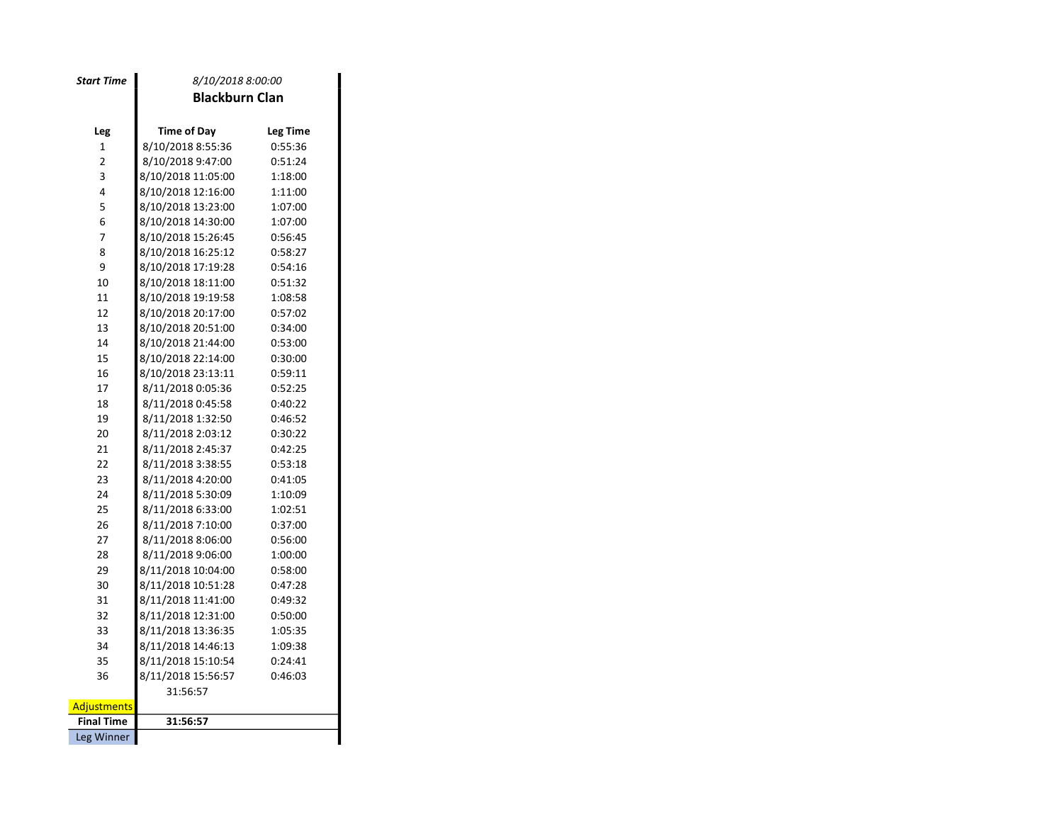| *Start Time* | *8/10/2018 8:00:00* | |
|---|---|---|
| | **Blackburn Clan** | |
| **Leg** | **Time of Day** | **Leg Time** |
| 1 | 8/10/2018 8:55:36 | 0:55:36 |
| 2 | 8/10/2018 9:47:00 | 0:51:24 |
| 3 | 8/10/2018 11:05:00 | 1:18:00 |
| 4 | 8/10/2018 12:16:00 | 1:11:00 |
| 5 | 8/10/2018 13:23:00 | 1:07:00 |
| 6 | 8/10/2018 14:30:00 | 1:07:00 |
| 7 | 8/10/2018 15:26:45 | 0:56:45 |
| 8 | 8/10/2018 16:25:12 | 0:58:27 |
| 9 | 8/10/2018 17:19:28 | 0:54:16 |
| 10 | 8/10/2018 18:11:00 | 0:51:32 |
| 11 | 8/10/2018 19:19:58 | 1:08:58 |
| 12 | 8/10/2018 20:17:00 | 0:57:02 |
| 13 | 8/10/2018 20:51:00 | 0:34:00 |
| 14 | 8/10/2018 21:44:00 | 0:53:00 |
| 15 | 8/10/2018 22:14:00 | 0:30:00 |
| 16 | 8/10/2018 23:13:11 | 0:59:11 |
| 17 | 8/11/2018 0:05:36 | 0:52:25 |
| 18 | 8/11/2018 0:45:58 | 0:40:22 |
| 19 | 8/11/2018 1:32:50 | 0:46:52 |
| 20 | 8/11/2018 2:03:12 | 0:30:22 |
| 21 | 8/11/2018 2:45:37 | 0:42:25 |
| 22 | 8/11/2018 3:38:55 | 0:53:18 |
| 23 | 8/11/2018 4:20:00 | 0:41:05 |
| 24 | 8/11/2018 5:30:09 | 1:10:09 |
| 25 | 8/11/2018 6:33:00 | 1:02:51 |
| 26 | 8/11/2018 7:10:00 | 0:37:00 |
| 27 | 8/11/2018 8:06:00 | 0:56:00 |
| 28 | 8/11/2018 9:06:00 | 1:00:00 |
| 29 | 8/11/2018 10:04:00 | 0:58:00 |
| 30 | 8/11/2018 10:51:28 | 0:47:28 |
| 31 | 8/11/2018 11:41:00 | 0:49:32 |
| 32 | 8/11/2018 12:31:00 | 0:50:00 |
| 33 | 8/11/2018 13:36:35 | 1:05:35 |
| 34 | 8/11/2018 14:46:13 | 1:09:38 |
| 35 | 8/11/2018 15:10:54 | 0:24:41 |
| 36 | 8/11/2018 15:56:57 | 0:46:03 |
| | 31:56:57 | |
| Adjustments | | |
| **Final Time** | **31:56:57** | |
| Leg Winner | | |